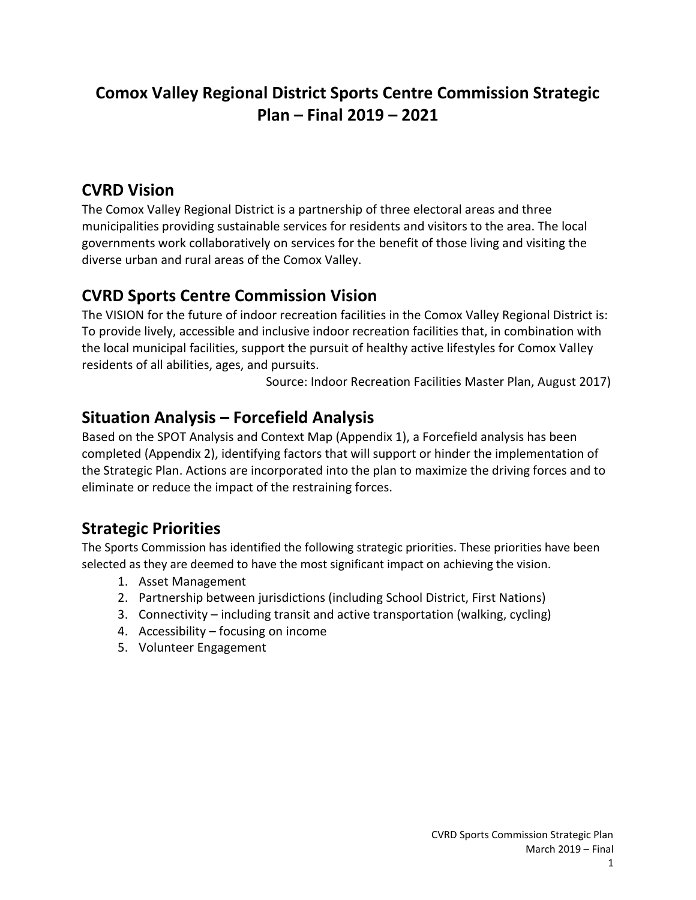# Comox Valley Regional District Sports Centre Commission Strategic Plan – Final 2019 – 2021

## CVRD Vision

The Comox Valley Regional District is a partnership of three electoral areas and three municipalities providing sustainable services for residents and visitors to the area. The local governments work collaboratively on services for the benefit of those living and visiting the diverse urban and rural areas of the Comox Valley.

## CVRD Sports Centre Commission Vision

The VISION for the future of indoor recreation facilities in the Comox Valley Regional District is: To provide lively, accessible and inclusive indoor recreation facilities that, in combination with the local municipal facilities, support the pursuit of healthy active lifestyles for Comox Valley residents of all abilities, ages, and pursuits.

Source: Indoor Recreation Facilities Master Plan, August 2017)

## Situation Analysis – Forcefield Analysis

Based on the SPOT Analysis and Context Map (Appendix 1), a Forcefield analysis has been completed (Appendix 2), identifying factors that will support or hinder the implementation of the Strategic Plan. Actions are incorporated into the plan to maximize the driving forces and to eliminate or reduce the impact of the restraining forces.

## Strategic Priorities

The Sports Commission has identified the following strategic priorities. These priorities have been selected as they are deemed to have the most significant impact on achieving the vision.

1. Asset Management
2. Partnership between jurisdictions (including School District, First Nations)
3. Connectivity – including transit and active transportation (walking, cycling)
4. Accessibility – focusing on income
5. Volunteer Engagement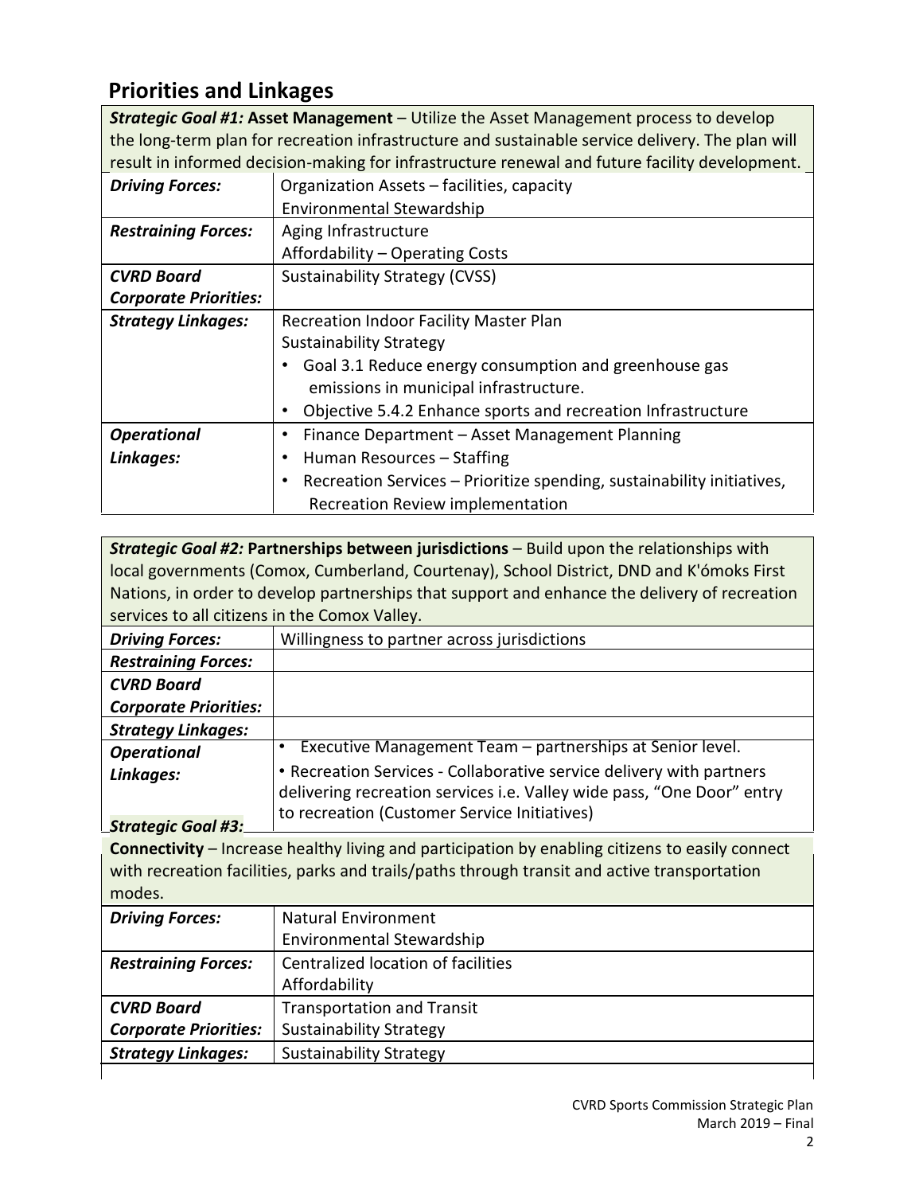## Priorities and Linkages

| ***Strategic Goal #1:*** **Asset Management** – Utilize the Asset Management process to develop the long-term plan for recreation infrastructure and sustainable service delivery. The plan will result in informed decision-making for infrastructure renewal and future facility development. | |
|---|---|
| ***Driving Forces:*** | Organization Assets – facilities, capacity<br>Environmental Stewardship |
| ***Restraining Forces:*** | Aging Infrastructure<br>Affordability – Operating Costs |
| ***CVRD Board Corporate Priorities:*** | Sustainability Strategy (CVSS) |
| ***Strategy Linkages:*** | Recreation Indoor Facility Master Plan<br>Sustainability Strategy<br>• Goal 3.1 Reduce energy consumption and greenhouse gas emissions in municipal infrastructure.<br>• Objective 5.4.2 Enhance sports and recreation Infrastructure |
| ***Operational Linkages:*** | • Finance Department – Asset Management Planning<br>• Human Resources – Staffing<br>• Recreation Services – Prioritize spending, sustainability initiatives, Recreation Review implementation |

| ***Strategic Goal #2:*** **Partnerships between jurisdictions** – Build upon the relationships with local governments (Comox, Cumberland, Courtenay), School District, DND and K'ómoks First Nations, in order to develop partnerships that support and enhance the delivery of recreation services to all citizens in the Comox Valley. | |
|---|---|
| ***Driving Forces:*** | Willingness to partner across jurisdictions |
| ***Restraining Forces:*** | |
| ***CVRD Board Corporate Priorities:*** | |
| ***Strategy Linkages:*** | |
| ***Operational Linkages:*** | • Executive Management Team – partnerships at Senior level.<br>• Recreation Services - Collaborative service delivery with partners delivering recreation services i.e. Valley wide pass, "One Door" entry to recreation (Customer Service Initiatives) |

| ***Strategic Goal #3:*** **Connectivity** – Increase healthy living and participation by enabling citizens to easily connect with recreation facilities, parks and trails/paths through transit and active transportation modes. | |
|---|---|
| ***Driving Forces:*** | Natural Environment<br>Environmental Stewardship |
| ***Restraining Forces:*** | Centralized location of facilities<br>Affordability |
| ***CVRD Board Corporate Priorities:*** | Transportation and Transit<br>Sustainability Strategy |
| ***Strategy Linkages:*** | Sustainability Strategy |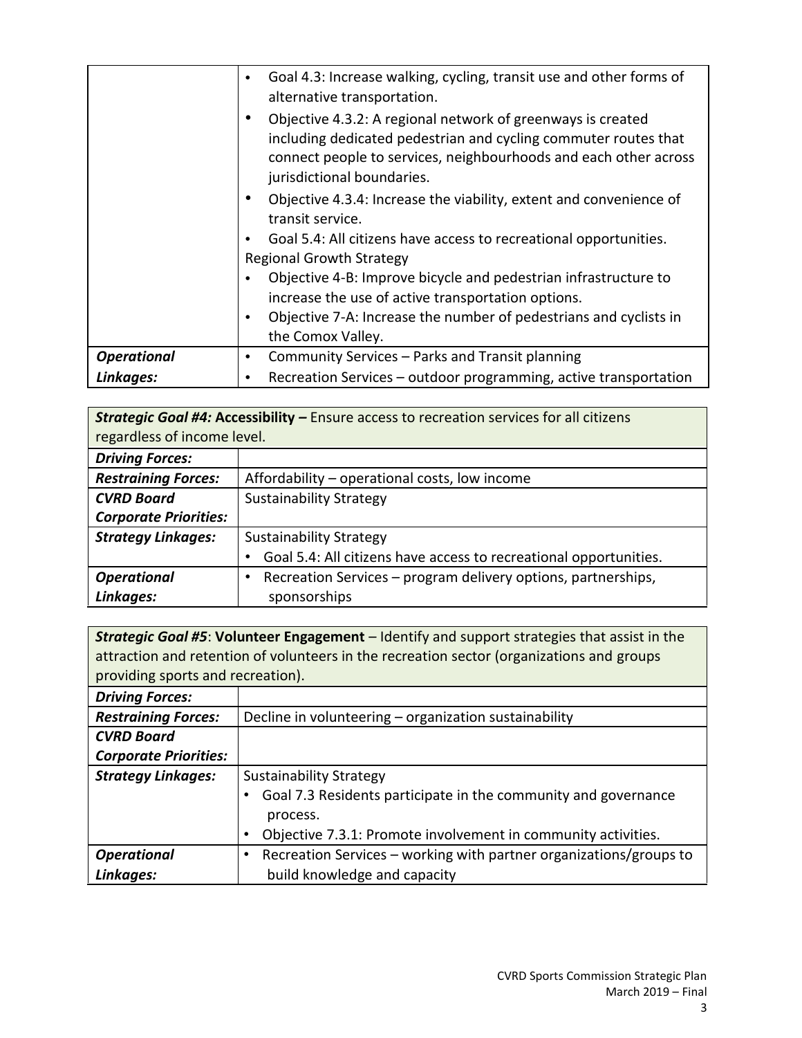| | |
|---|---|
| | • Goal 4.3: Increase walking, cycling, transit use and other forms of alternative transportation.<br>• Objective 4.3.2: A regional network of greenways is created including dedicated pedestrian and cycling commuter routes that connect people to services, neighbourhoods and each other across jurisdictional boundaries.<br>• Objective 4.3.4: Increase the viability, extent and convenience of transit service.<br>• Goal 5.4: All citizens have access to recreational opportunities.<br>Regional Growth Strategy<br>• Objective 4-B: Improve bicycle and pedestrian infrastructure to increase the use of active transportation options.<br>• Objective 7-A: Increase the number of pedestrians and cyclists in the Comox Valley. |
| ***Operational Linkages:*** | • Community Services – Parks and Transit planning<br>• Recreation Services – outdoor programming, active transportation |

| ***Strategic Goal #4:*** **Accessibility –** Ensure access to recreation services for all citizens regardless of income level. | |
|---|---|
| ***Driving Forces:*** | |
| ***Restraining Forces:*** | Affordability – operational costs, low income |
| ***CVRD Board Corporate Priorities:*** | Sustainability Strategy |
| ***Strategy Linkages:*** | Sustainability Strategy<br>• Goal 5.4: All citizens have access to recreational opportunities. |
| ***Operational Linkages:*** | • Recreation Services – program delivery options, partnerships, sponsorships |

| ***Strategic Goal #5***: **Volunteer Engagement** – Identify and support strategies that assist in the attraction and retention of volunteers in the recreation sector (organizations and groups providing sports and recreation). | |
|---|---|
| ***Driving Forces:*** | |
| ***Restraining Forces:*** | Decline in volunteering – organization sustainability |
| ***CVRD Board Corporate Priorities:*** | |
| ***Strategy Linkages:*** | Sustainability Strategy<br>• Goal 7.3 Residents participate in the community and governance process.<br>• Objective 7.3.1: Promote involvement in community activities. |
| ***Operational Linkages:*** | • Recreation Services – working with partner organizations/groups to build knowledge and capacity |